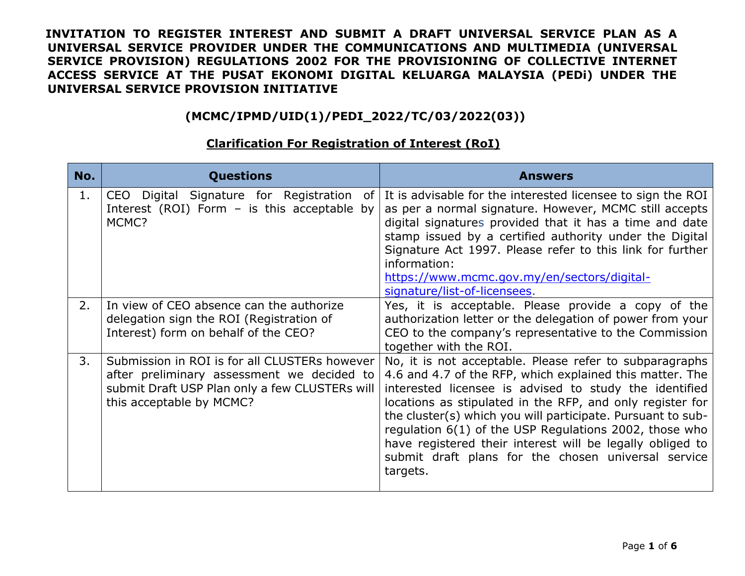# INVITATION TO REGISTER INTEREST AND SUBMIT A DRAFT UNIVERSAL SERVICE PLAN AS A UNIVERSAL SERVICE PROVIDER UNDER THE COMMUNICATIONS AND MULTIMEDIA (UNIVERSAL SERVICE PROVISION) REGULATIONS 2002 FOR THE PROVISIONING OF COLLECTIVE INTERNET ACCESS SERVICE AT THE PUSAT EKONOMI DIGITAL KELUARGA MALAYSIA (PEDi) UNDER THE UNIVERSAL SERVICE PROVISION INITIATIVE

## (MCMC/IPMD/UID(1)/PEDI_2022/TC/03/2022(03))

## Clarification For Registration of Interest (RoI)

| No. | Questions | Answers |
|---|---|---|
| 1. | CEO Digital Signature for Registration of Interest (ROI) Form – is this acceptable by MCMC? | It is advisable for the interested licensee to sign the ROI as per a normal signature. However, MCMC still accepts digital signatures provided that it has a time and date stamp issued by a certified authority under the Digital Signature Act 1997. Please refer to this link for further information: https://www.mcmc.gov.my/en/sectors/digital-signature/list-of-licensees. |
| 2. | In view of CEO absence can the authorize delegation sign the ROI (Registration of Interest) form on behalf of the CEO? | Yes, it is acceptable. Please provide a copy of the authorization letter or the delegation of power from your CEO to the company's representative to the Commission together with the ROI. |
| 3. | Submission in ROI is for all CLUSTERs however after preliminary assessment we decided to submit Draft USP Plan only a few CLUSTERs will this acceptable by MCMC? | No, it is not acceptable. Please refer to subparagraphs 4.6 and 4.7 of the RFP, which explained this matter. The interested licensee is advised to study the identified locations as stipulated in the RFP, and only register for the cluster(s) which you will participate. Pursuant to sub-regulation 6(1) of the USP Regulations 2002, those who have registered their interest will be legally obliged to submit draft plans for the chosen universal service targets. |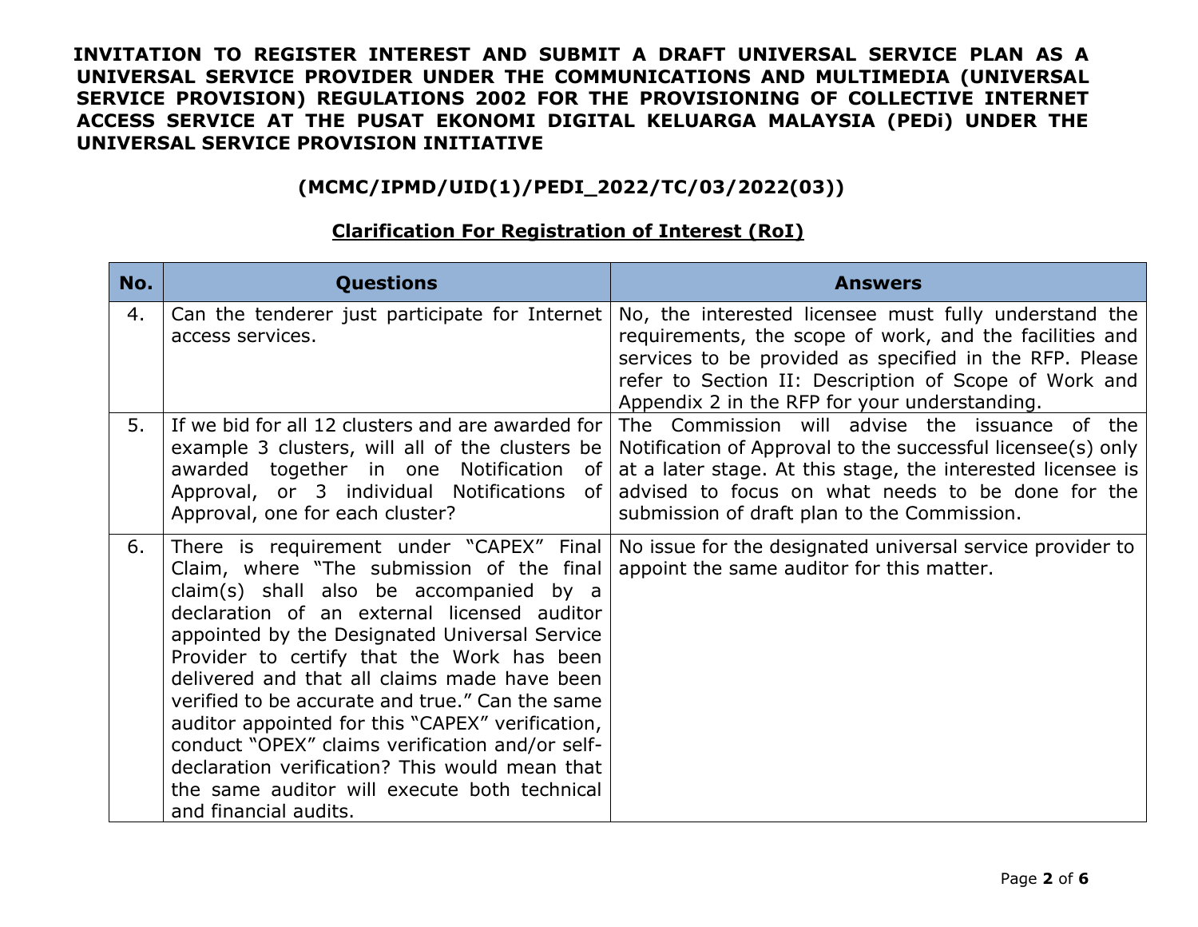**INVITATION TO REGISTER INTEREST AND SUBMIT A DRAFT UNIVERSAL SERVICE PLAN AS A UNIVERSAL SERVICE PROVIDER UNDER THE COMMUNICATIONS AND MULTIMEDIA (UNIVERSAL SERVICE PROVISION) REGULATIONS 2002 FOR THE PROVISIONING OF COLLECTIVE INTERNET ACCESS SERVICE AT THE PUSAT EKONOMI DIGITAL KELUARGA MALAYSIA (PEDi) UNDER THE UNIVERSAL SERVICE PROVISION INITIATIVE**

**(MCMC/IPMD/UID(1)/PEDI_2022/TC/03/2022(03))**

**Clarification For Registration of Interest (RoI)**

| No. | Questions | Answers |
|---|---|---|
| 4. | Can the tenderer just participate for Internet access services. | No, the interested licensee must fully understand the requirements, the scope of work, and the facilities and services to be provided as specified in the RFP. Please refer to Section II: Description of Scope of Work and Appendix 2 in the RFP for your understanding. |
| 5. | If we bid for all 12 clusters and are awarded for example 3 clusters, will all of the clusters be awarded together in one Notification of Approval, or 3 individual Notifications of Approval, one for each cluster? | The Commission will advise the issuance of the Notification of Approval to the successful licensee(s) only at a later stage. At this stage, the interested licensee is advised to focus on what needs to be done for the submission of draft plan to the Commission. |
| 6. | There is requirement under "CAPEX" Final Claim, where "The submission of the final claim(s) shall also be accompanied by a declaration of an external licensed auditor appointed by the Designated Universal Service Provider to certify that the Work has been delivered and that all claims made have been verified to be accurate and true." Can the same auditor appointed for this "CAPEX" verification, conduct "OPEX" claims verification and/or self-declaration verification? This would mean that the same auditor will execute both technical and financial audits. | No issue for the designated universal service provider to appoint the same auditor for this matter. |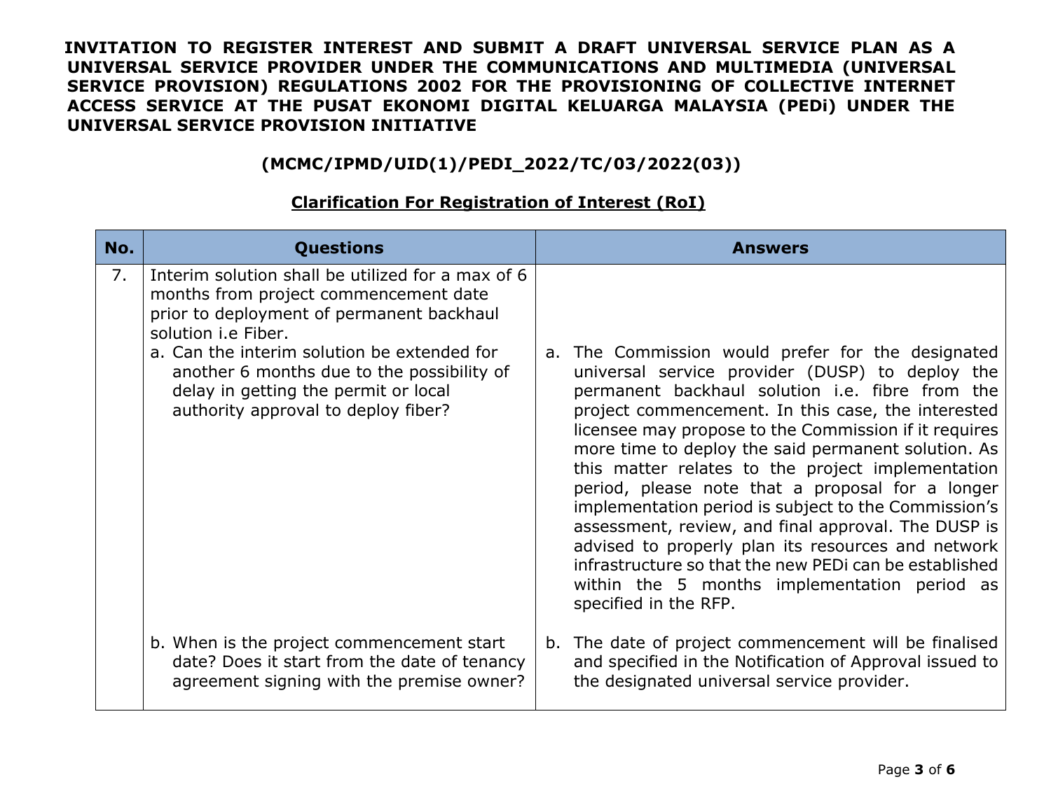**INVITATION TO REGISTER INTEREST AND SUBMIT A DRAFT UNIVERSAL SERVICE PLAN AS A UNIVERSAL SERVICE PROVIDER UNDER THE COMMUNICATIONS AND MULTIMEDIA (UNIVERSAL SERVICE PROVISION) REGULATIONS 2002 FOR THE PROVISIONING OF COLLECTIVE INTERNET ACCESS SERVICE AT THE PUSAT EKONOMI DIGITAL KELUARGA MALAYSIA (PEDi) UNDER THE UNIVERSAL SERVICE PROVISION INITIATIVE**

**(MCMC/IPMD/UID(1)/PEDI_2022/TC/03/2022(03))**

**Clarification For Registration of Interest (RoI)**

| No. | Questions | Answers |
|---|---|---|
| 7. | Interim solution shall be utilized for a max of 6 months from project commencement date prior to deployment of permanent backhaul solution i.e Fiber.<br>a. Can the interim solution be extended for another 6 months due to the possibility of delay in getting the permit or local authority approval to deploy fiber? | a. The Commission would prefer for the designated universal service provider (DUSP) to deploy the permanent backhaul solution i.e. fibre from the project commencement. In this case, the interested licensee may propose to the Commission if it requires more time to deploy the said permanent solution. As this matter relates to the project implementation period, please note that a proposal for a longer implementation period is subject to the Commission's assessment, review, and final approval. The DUSP is advised to properly plan its resources and network infrastructure so that the new PEDi can be established within the 5 months implementation period as specified in the RFP. |
| | b. When is the project commencement start date? Does it start from the date of tenancy agreement signing with the premise owner? | b. The date of project commencement will be finalised and specified in the Notification of Approval issued to the designated universal service provider. |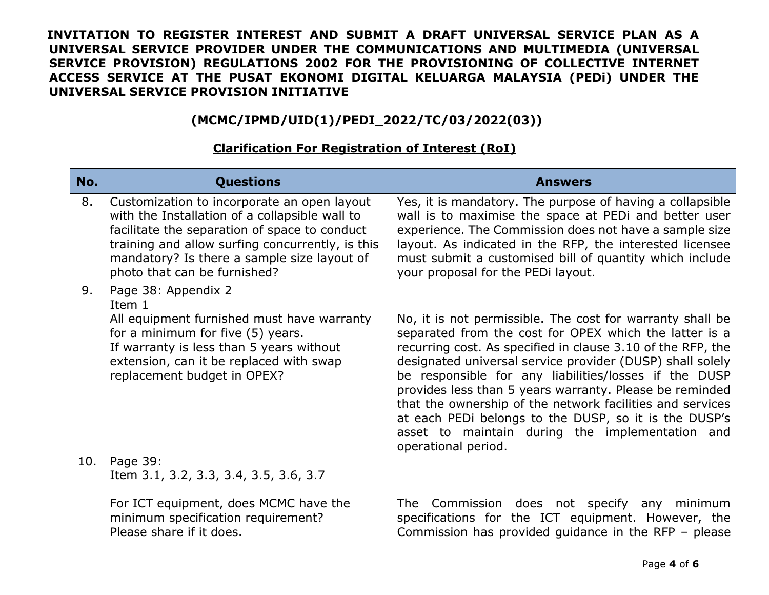**INVITATION TO REGISTER INTEREST AND SUBMIT A DRAFT UNIVERSAL SERVICE PLAN AS A UNIVERSAL SERVICE PROVIDER UNDER THE COMMUNICATIONS AND MULTIMEDIA (UNIVERSAL SERVICE PROVISION) REGULATIONS 2002 FOR THE PROVISIONING OF COLLECTIVE INTERNET ACCESS SERVICE AT THE PUSAT EKONOMI DIGITAL KELUARGA MALAYSIA (PEDi) UNDER THE UNIVERSAL SERVICE PROVISION INITIATIVE**

**(MCMC/IPMD/UID(1)/PEDI_2022/TC/03/2022(03))**

**Clarification For Registration of Interest (RoI)**

| No. | Questions | Answers |
|---|---|---|
| 8. | Customization to incorporate an open layout with the Installation of a collapsible wall to facilitate the separation of space to conduct training and allow surfing concurrently, is this mandatory? Is there a sample size layout of photo that can be furnished? | Yes, it is mandatory. The purpose of having a collapsible wall is to maximise the space at PEDi and better user experience. The Commission does not have a sample size layout. As indicated in the RFP, the interested licensee must submit a customised bill of quantity which include your proposal for the PEDi layout. |
| 9. | Page 38: Appendix 2<br>Item 1<br>All equipment furnished must have warranty for a minimum for five (5) years.<br>If warranty is less than 5 years without extension, can it be replaced with swap replacement budget in OPEX? | No, it is not permissible. The cost for warranty shall be separated from the cost for OPEX which the latter is a recurring cost. As specified in clause 3.10 of the RFP, the designated universal service provider (DUSP) shall solely be responsible for any liabilities/losses if the DUSP provides less than 5 years warranty. Please be reminded that the ownership of the network facilities and services at each PEDi belongs to the DUSP, so it is the DUSP's asset to maintain during the implementation and operational period. |
| 10. | Page 39:<br>Item 3.1, 3.2, 3.3, 3.4, 3.5, 3.6, 3.7<br><br>For ICT equipment, does MCMC have the minimum specification requirement?<br>Please share if it does. | The Commission does not specify any minimum specifications for the ICT equipment. However, the Commission has provided guidance in the RFP – please |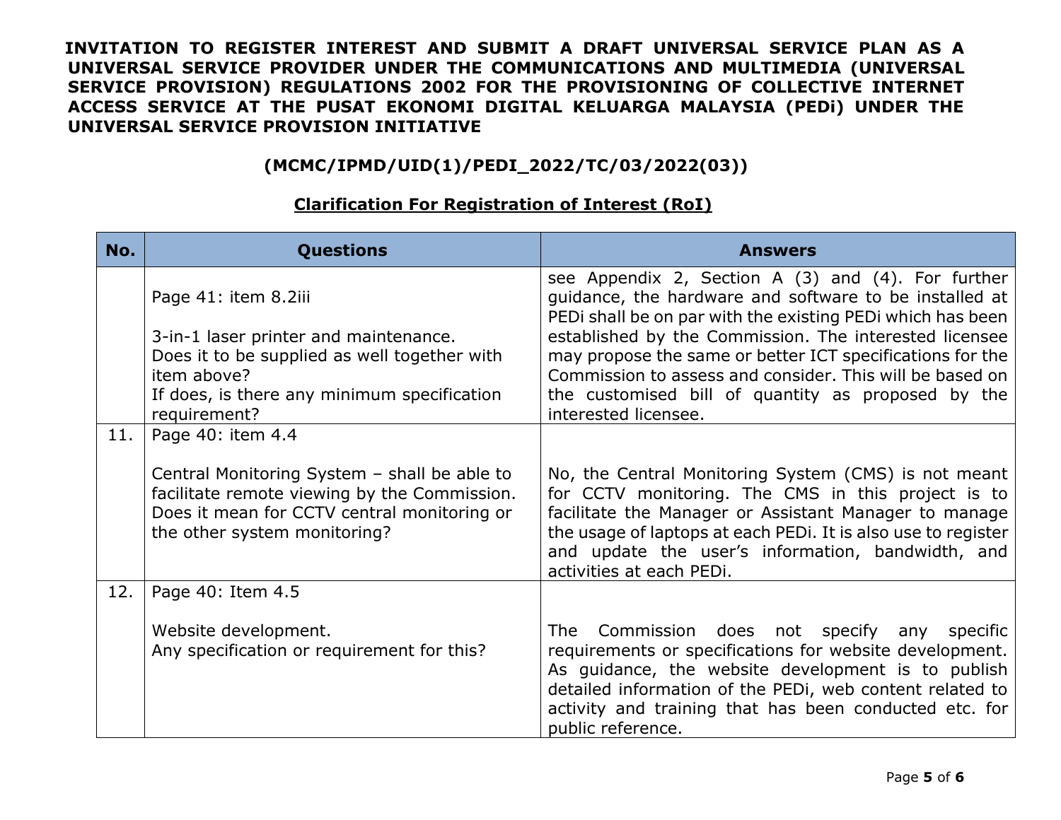**INVITATION TO REGISTER INTEREST AND SUBMIT A DRAFT UNIVERSAL SERVICE PLAN AS A UNIVERSAL SERVICE PROVIDER UNDER THE COMMUNICATIONS AND MULTIMEDIA (UNIVERSAL SERVICE PROVISION) REGULATIONS 2002 FOR THE PROVISIONING OF COLLECTIVE INTERNET ACCESS SERVICE AT THE PUSAT EKONOMI DIGITAL KELUARGA MALAYSIA (PEDi) UNDER THE UNIVERSAL SERVICE PROVISION INITIATIVE**

**(MCMC/IPMD/UID(1)/PEDI_2022/TC/03/2022(03))**

**Clarification For Registration of Interest (RoI)**

| No. | Questions | Answers |
|---|---|---|
| | Page 41: item 8.2iii<br><br>3-in-1 laser printer and maintenance.<br>Does it to be supplied as well together with item above?<br>If does, is there any minimum specification requirement? | see Appendix 2, Section A (3) and (4). For further guidance, the hardware and software to be installed at PEDi shall be on par with the existing PEDi which has been established by the Commission. The interested licensee may propose the same or better ICT specifications for the Commission to assess and consider. This will be based on the customised bill of quantity as proposed by the interested licensee. |
| 11. | Page 40: item 4.4<br><br>Central Monitoring System – shall be able to facilitate remote viewing by the Commission. Does it mean for CCTV central monitoring or the other system monitoring? | No, the Central Monitoring System (CMS) is not meant for CCTV monitoring. The CMS in this project is to facilitate the Manager or Assistant Manager to manage the usage of laptops at each PEDi. It is also use to register and update the user's information, bandwidth, and activities at each PEDi. |
| 12. | Page 40: Item 4.5<br><br>Website development.<br>Any specification or requirement for this? | The Commission does not specify any specific requirements or specifications for website development. As guidance, the website development is to publish detailed information of the PEDi, web content related to activity and training that has been conducted etc. for public reference. |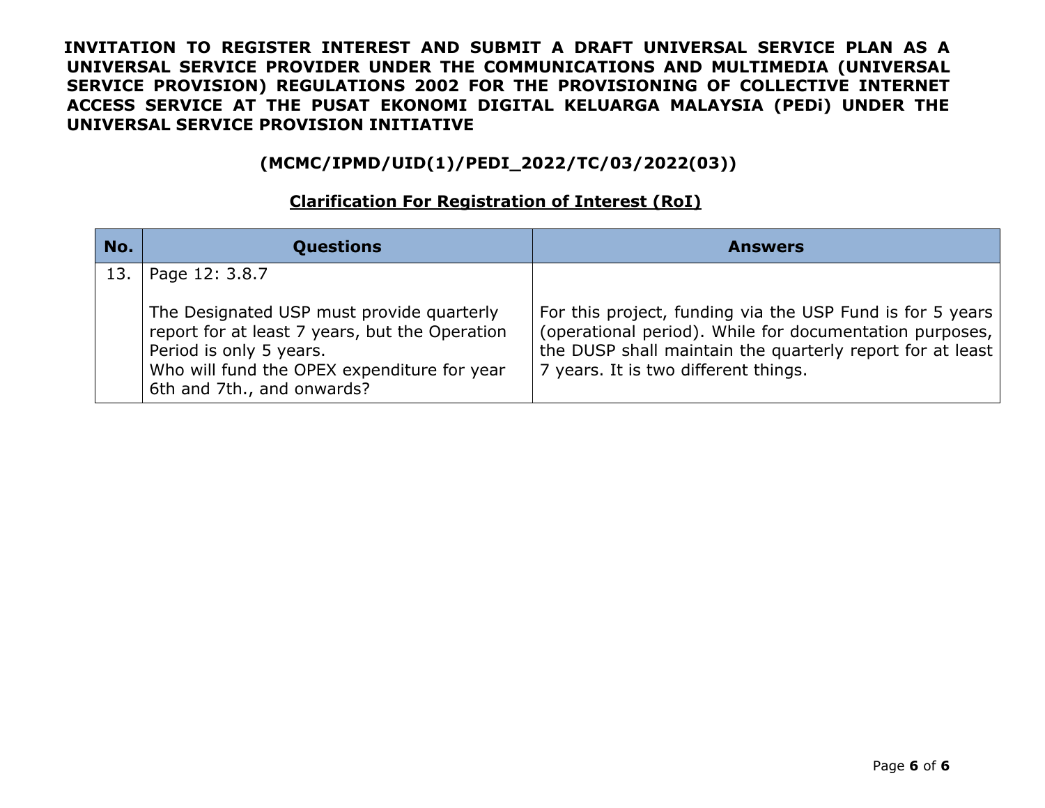**INVITATION TO REGISTER INTEREST AND SUBMIT A DRAFT UNIVERSAL SERVICE PLAN AS A UNIVERSAL SERVICE PROVIDER UNDER THE COMMUNICATIONS AND MULTIMEDIA (UNIVERSAL SERVICE PROVISION) REGULATIONS 2002 FOR THE PROVISIONING OF COLLECTIVE INTERNET ACCESS SERVICE AT THE PUSAT EKONOMI DIGITAL KELUARGA MALAYSIA (PEDi) UNDER THE UNIVERSAL SERVICE PROVISION INITIATIVE**

**(MCMC/IPMD/UID(1)/PEDI_2022/TC/03/2022(03))**

**Clarification For Registration of Interest (RoI)**

| No. | Questions | Answers |
|---|---|---|
| 13. | Page 12: 3.8.7<br><br>The Designated USP must provide quarterly report for at least 7 years, but the Operation Period is only 5 years.<br>Who will fund the OPEX expenditure for year 6th and 7th., and onwards? | For this project, funding via the USP Fund is for 5 years (operational period). While for documentation purposes, the DUSP shall maintain the quarterly report for at least 7 years. It is two different things. |